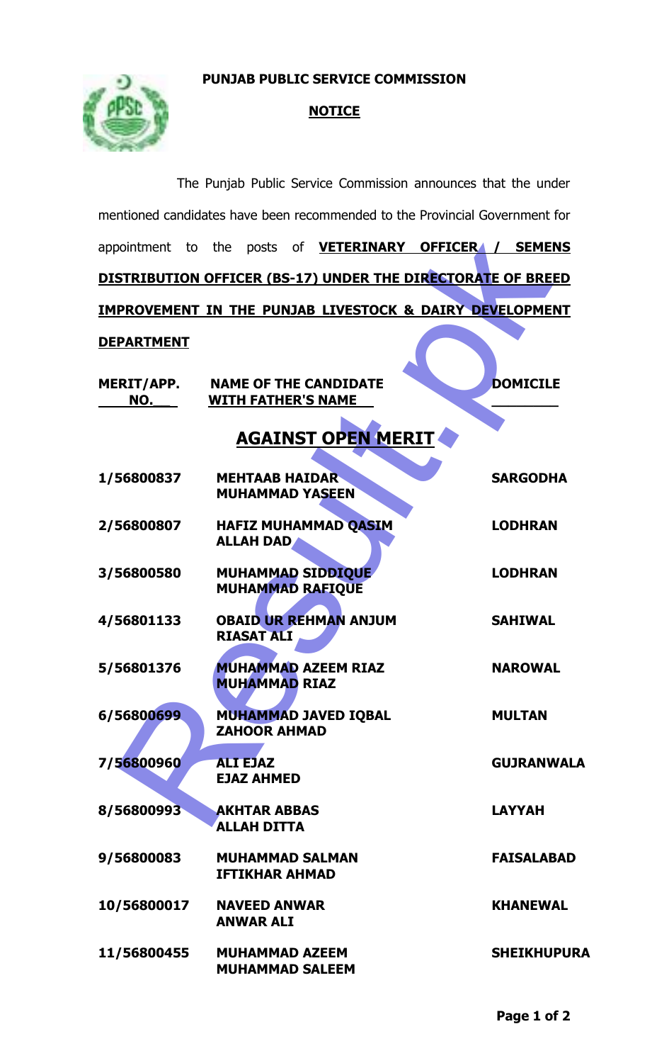**PUNJAB PUBLIC SERVICE COMMISSION**

**NOTICE**

The Punjab Public Service Commission announces that the under mentioned candidates have been recommended to the Provincial Government for appointment to the posts of **VETERINARY OFFICER / SEMENS DISTRIBUTION OFFICER (BS-17) UNDER THE DIRECTORATE OF BREED IMPROVEMENT IN THE PUNJAB LIVESTOCK & DAIRY DEVELOPMENT DEPARTMENT**

## AGAINST OPEN MERIT

| MERIT/APP. NO. | NAME OF THE CANDIDATE WITH FATHER'S NAME | DOMICILE |
|---|---|---|
| 1/56800837 | MEHTAAB HAIDAR<br>MUHAMMAD YASEEN | SARGODHA |
| 2/56800807 | HAFIZ MUHAMMAD QASIM<br>ALLAH DAD | LODHRAN |
| 3/56800580 | MUHAMMAD SIDDIQUE<br>MUHAMMAD RAFIQUE | LODHRAN |
| 4/56801133 | OBAID UR REHMAN ANJUM<br>RIASAT ALI | SAHIWAL |
| 5/56801376 | MUHAMMAD AZEEM RIAZ<br>MUHAMMAD RIAZ | NAROWAL |
| 6/56800699 | MUHAMMAD JAVED IQBAL<br>ZAHOOR AHMAD | MULTAN |
| 7/56800960 | ALI EJAZ<br>EJAZ AHMED | GUJRANWALA |
| 8/56800993 | AKHTAR ABBAS<br>ALLAH DITTA | LAYYAH |
| 9/56800083 | MUHAMMAD SALMAN<br>IFTIKHAR AHMAD | FAISALABAD |
| 10/56800017 | NAVEED ANWAR<br>ANWAR ALI | KHANEWAL |
| 11/56800455 | MUHAMMAD AZEEM<br>MUHAMMAD SALEEM | SHEIKHUPURA |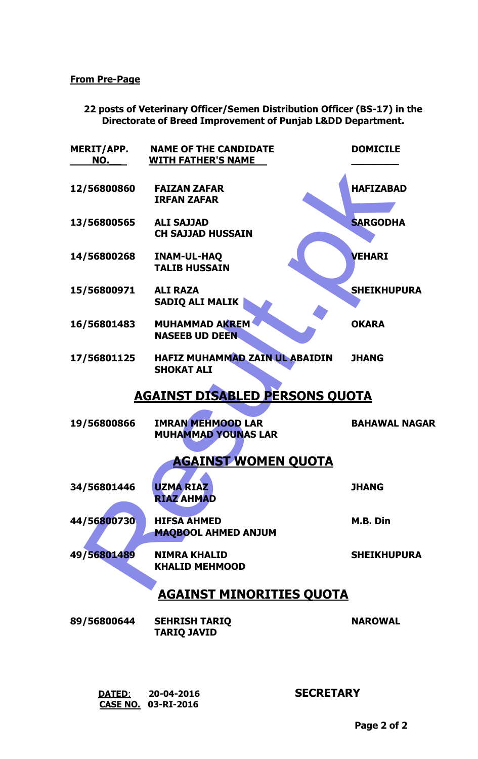**From Pre-Page**

**22 posts of Veterinary Officer/Semen Distribution Officer (BS-17) in the Directorate of Breed Improvement of Punjab L&DD Department.**

| MERIT/APP. NO. | NAME OF THE CANDIDATE WITH FATHER'S NAME | DOMICILE |
|---|---|---|
| 12/56800860 | FAIZAN ZAFAR<br>IRFAN ZAFAR | HAFIZABAD |
| 13/56800565 | ALI SAJJAD<br>CH SAJJAD HUSSAIN | SARGODHA |
| 14/56800268 | INAM-UL-HAQ<br>TALIB HUSSAIN | VEHARI |
| 15/56800971 | ALI RAZA<br>SADIQ ALI MALIK | SHEIKHUPURA |
| 16/56801483 | MUHAMMAD AKREM<br>NASEEB UD DEEN | OKARA |
| 17/56801125 | HAFIZ MUHAMMAD ZAIN UL ABAIDIN<br>SHOKAT ALI | JHANG |

## AGAINST DISABLED PERSONS QUOTA

| MERIT/APP. NO. | NAME OF THE CANDIDATE WITH FATHER'S NAME | DOMICILE |
|---|---|---|
| 19/56800866 | IMRAN MEHMOOD LAR<br>MUHAMMAD YOUNAS LAR | BAHAWAL NAGAR |

## AGAINST WOMEN QUOTA

| MERIT/APP. NO. | NAME OF THE CANDIDATE WITH FATHER'S NAME | DOMICILE |
|---|---|---|
| 34/56801446 | UZMA RIAZ<br>RIAZ AHMAD | JHANG |
| 44/56800730 | HIFSA AHMED<br>MAQBOOL AHMED ANJUM | M.B. Din |
| 49/56801489 | NIMRA KHALID<br>KHALID MEHMOOD | SHEIKHUPURA |

## AGAINST MINORITIES QUOTA

| MERIT/APP. NO. | NAME OF THE CANDIDATE WITH FATHER'S NAME | DOMICILE |
|---|---|---|
| 89/56800644 | SEHRISH TARIQ<br>TARIQ JAVID | NAROWAL |

**DATED**: 20-04-2016
**CASE NO.** 03-RI-2016

**SECRETARY**